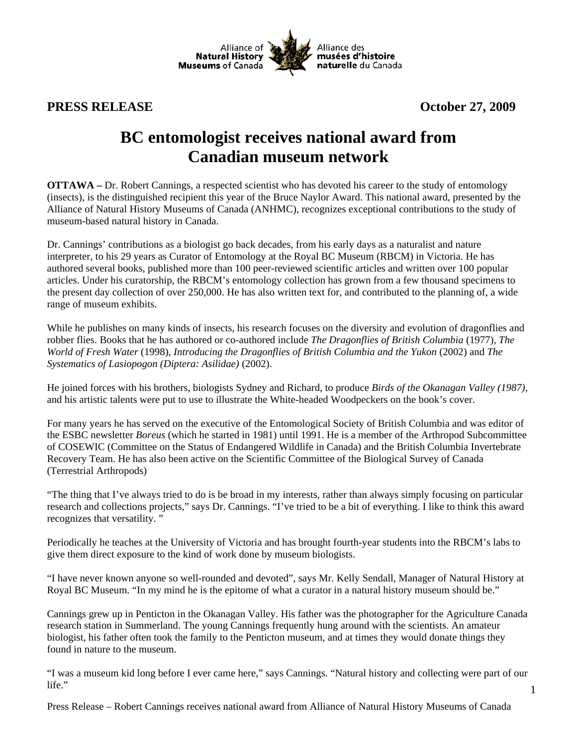Alliance of **Natural History Museums** of Canada — Alliance des **musées d'histoire naturelle** du Canada

**PRESS RELEASE** **October 27, 2009**

# BC entomologist receives national award from Canadian museum network

**OTTAWA –** Dr. Robert Cannings, a respected scientist who has devoted his career to the study of entomology (insects), is the distinguished recipient this year of the Bruce Naylor Award. This national award, presented by the Alliance of Natural History Museums of Canada (ANHMC), recognizes exceptional contributions to the study of museum-based natural history in Canada.

Dr. Cannings' contributions as a biologist go back decades, from his early days as a naturalist and nature interpreter, to his 29 years as Curator of Entomology at the Royal BC Museum (RBCM) in Victoria. He has authored several books, published more than 100 peer-reviewed scientific articles and written over 100 popular articles. Under his curatorship, the RBCM's entomology collection has grown from a few thousand specimens to the present day collection of over 250,000. He has also written text for, and contributed to the planning of, a wide range of museum exhibits.

While he publishes on many kinds of insects, his research focuses on the diversity and evolution of dragonflies and robber flies. Books that he has authored or co-authored include *The Dragonflies of British Columbia* (1977), *The World of Fresh Water* (1998), *Introducing the Dragonflies of British Columbia and the Yukon* (2002) and *The Systematics of Lasiopogon (Diptera: Asilidae)* (2002).

He joined forces with his brothers, biologists Sydney and Richard, to produce *Birds of the Okanagan Valley (1987)*, and his artistic talents were put to use to illustrate the White-headed Woodpeckers on the book's cover.

For many years he has served on the executive of the Entomological Society of British Columbia and was editor of the ESBC newsletter *Boreus* (which he started in 1981) until 1991. He is a member of the Arthropod Subcommittee of COSEWIC (Committee on the Status of Endangered Wildlife in Canada) and the British Columbia Invertebrate Recovery Team. He has also been active on the Scientific Committee of the Biological Survey of Canada (Terrestrial Arthropods)

"The thing that I've always tried to do is be broad in my interests, rather than always simply focusing on particular research and collections projects," says Dr. Cannings. "I've tried to be a bit of everything. I like to think this award recognizes that versatility. "

Periodically he teaches at the University of Victoria and has brought fourth-year students into the RBCM's labs to give them direct exposure to the kind of work done by museum biologists.

"I have never known anyone so well-rounded and devoted", says Mr. Kelly Sendall, Manager of Natural History at Royal BC Museum. "In my mind he is the epitome of what a curator in a natural history museum should be."

Cannings grew up in Penticton in the Okanagan Valley. His father was the photographer for the Agriculture Canada research station in Summerland. The young Cannings frequently hung around with the scientists. An amateur biologist, his father often took the family to the Penticton museum, and at times they would donate things they found in nature to the museum.

"I was a museum kid long before I ever came here," says Cannings. "Natural history and collecting were part of our life."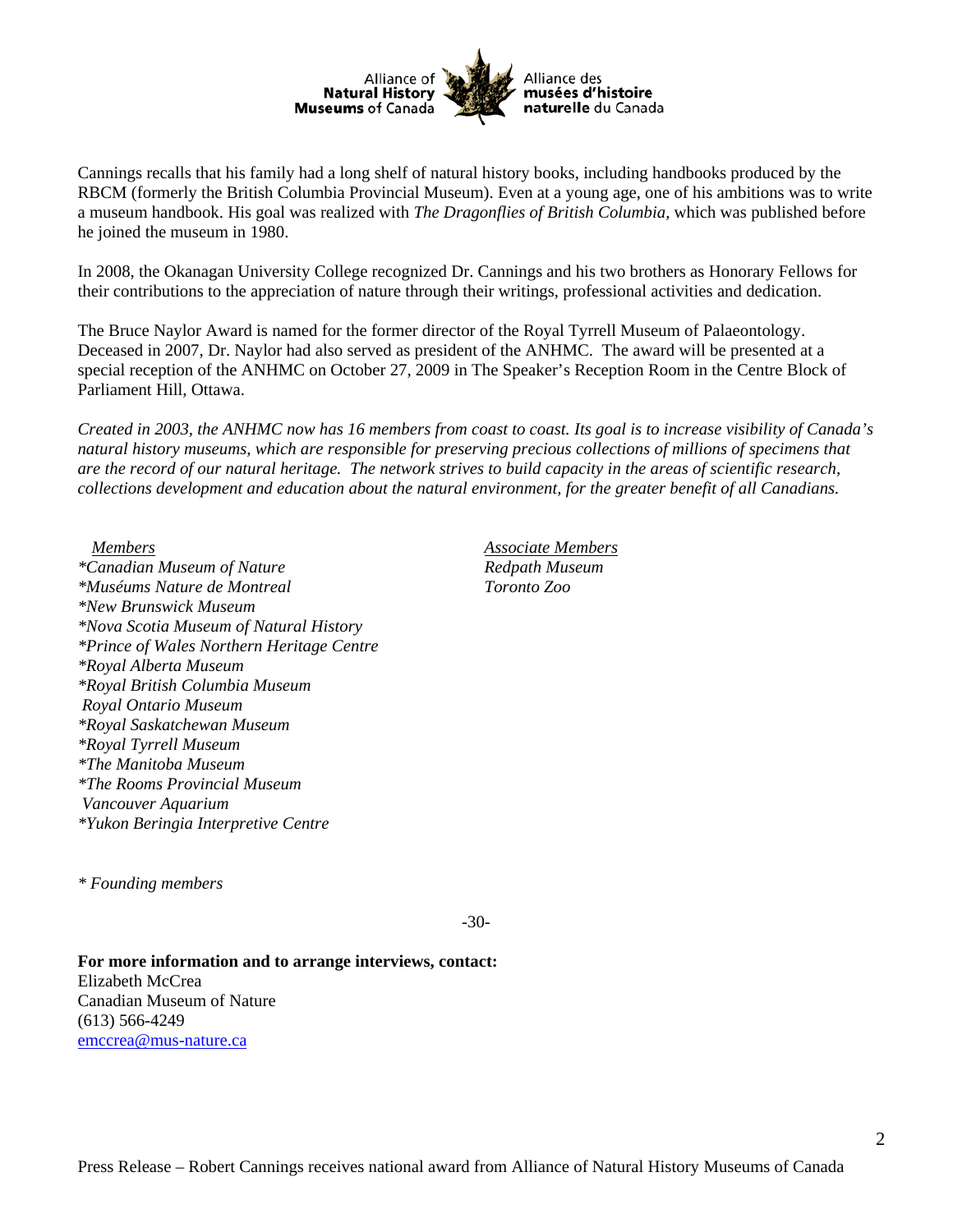Alliance of **Natural History Museums** of Canada

Alliance des **musées d'histoire naturelle** du Canada

Cannings recalls that his family had a long shelf of natural history books, including handbooks produced by the RBCM (formerly the British Columbia Provincial Museum). Even at a young age, one of his ambitions was to write a museum handbook. His goal was realized with *The Dragonflies of British Columbia*, which was published before he joined the museum in 1980.

In 2008, the Okanagan University College recognized Dr. Cannings and his two brothers as Honorary Fellows for their contributions to the appreciation of nature through their writings, professional activities and dedication.

The Bruce Naylor Award is named for the former director of the Royal Tyrrell Museum of Palaeontology. Deceased in 2007, Dr. Naylor had also served as president of the ANHMC. The award will be presented at a special reception of the ANHMC on October 27, 2009 in The Speaker's Reception Room in the Centre Block of Parliament Hill, Ottawa.

*Created in 2003, the ANHMC now has 16 members from coast to coast. Its goal is to increase visibility of Canada's natural history museums, which are responsible for preserving precious collections of millions of specimens that are the record of our natural heritage. The network strives to build capacity in the areas of scientific research, collections development and education about the natural environment, for the greater benefit of all Canadians.*

*Members*

*\*Canadian Museum of Nature*
*\*Muséums Nature de Montreal*
*\*New Brunswick Museum*
*\*Nova Scotia Museum of Natural History*
*\*Prince of Wales Northern Heritage Centre*
*\*Royal Alberta Museum*
*\*Royal British Columbia Museum*
*Royal Ontario Museum*
*\*Royal Saskatchewan Museum*
*\*Royal Tyrrell Museum*
*\*The Manitoba Museum*
*\*The Rooms Provincial Museum*
*Vancouver Aquarium*
*\*Yukon Beringia Interpretive Centre*

*Associate Members*

*Redpath Museum*
*Toronto Zoo*

*\* Founding members*

-30-

**For more information and to arrange interviews, contact:**
Elizabeth McCrea
Canadian Museum of Nature
(613) 566-4249
emccrea@mus-nature.ca